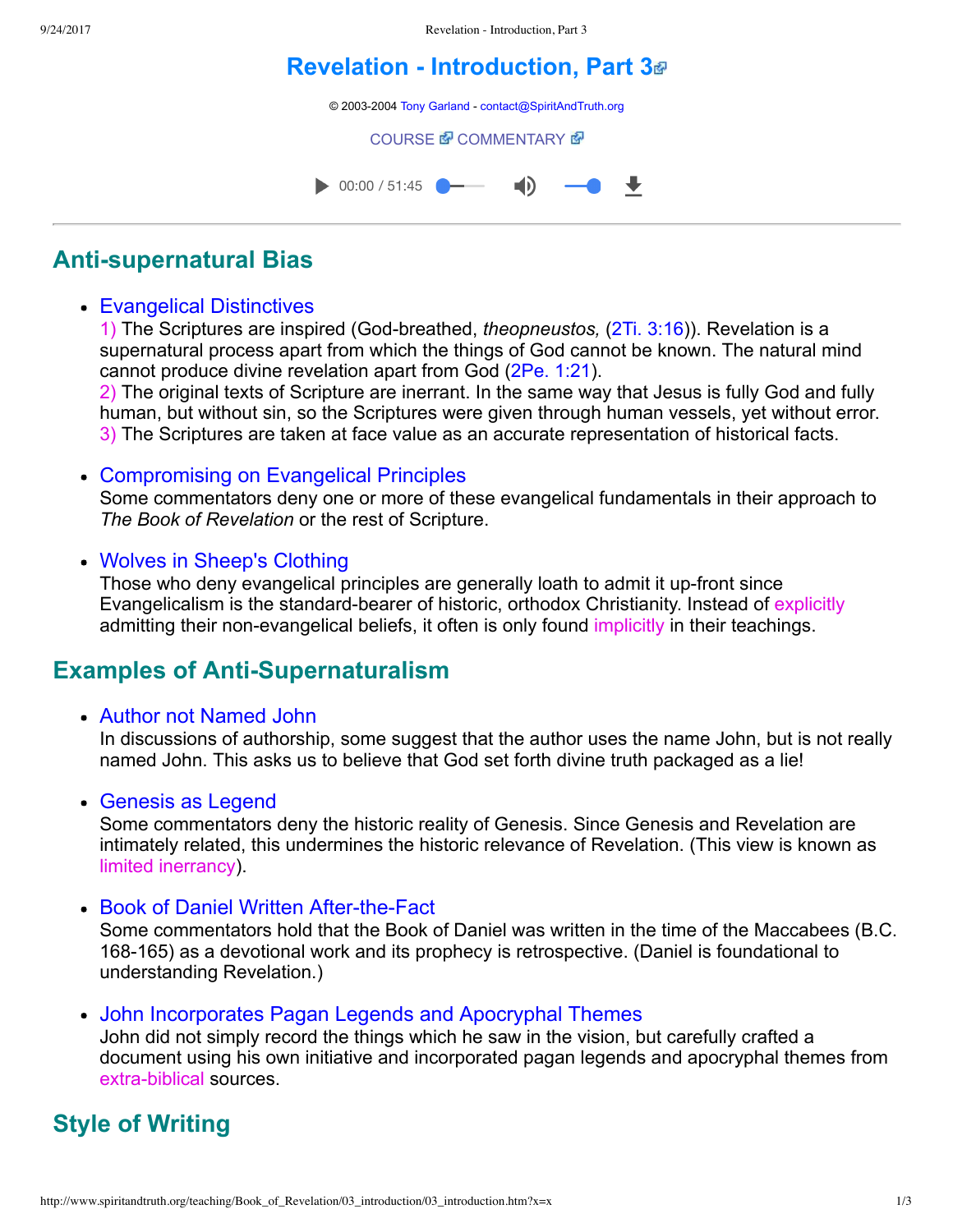# Revelation - Introduction, Part 3

© 2003-2004 Tony Garland - contact@SpiritAndTruth.org

COURSE COMMENTARY

00:00 / 51:45

---

## Anti-supernatural Bias

- **Evangelical Distinctives**
  1) The Scriptures are inspired (God-breathed, *theopneustos,* (2Ti. 3:16)). Revelation is a supernatural process apart from which the things of God cannot be known. The natural mind cannot produce divine revelation apart from God (2Pe. 1:21).
  2) The original texts of Scripture are inerrant. In the same way that Jesus is fully God and fully human, but without sin, so the Scriptures were given through human vessels, yet without error.
  3) The Scriptures are taken at face value as an accurate representation of historical facts.

- **Compromising on Evangelical Principles**
  Some commentators deny one or more of these evangelical fundamentals in their approach to *The Book of Revelation* or the rest of Scripture.

- **Wolves in Sheep's Clothing**
  Those who deny evangelical principles are generally loath to admit it up-front since Evangelicalism is the standard-bearer of historic, orthodox Christianity. Instead of explicitly admitting their non-evangelical beliefs, it often is only found implicitly in their teachings.

## Examples of Anti-Supernaturalism

- **Author not Named John**
  In discussions of authorship, some suggest that the author uses the name John, but is not really named John. This asks us to believe that God set forth divine truth packaged as a lie!

- **Genesis as Legend**
  Some commentators deny the historic reality of Genesis. Since Genesis and Revelation are intimately related, this undermines the historic relevance of Revelation. (This view is known as limited inerrancy).

- **Book of Daniel Written After-the-Fact**
  Some commentators hold that the Book of Daniel was written in the time of the Maccabees (B.C. 168-165) as a devotional work and its prophecy is retrospective. (Daniel is foundational to understanding Revelation.)

- **John Incorporates Pagan Legends and Apocryphal Themes**
  John did not simply record the things which he saw in the vision, but carefully crafted a document using his own initiative and incorporated pagan legends and apocryphal themes from extra-biblical sources.

## Style of Writing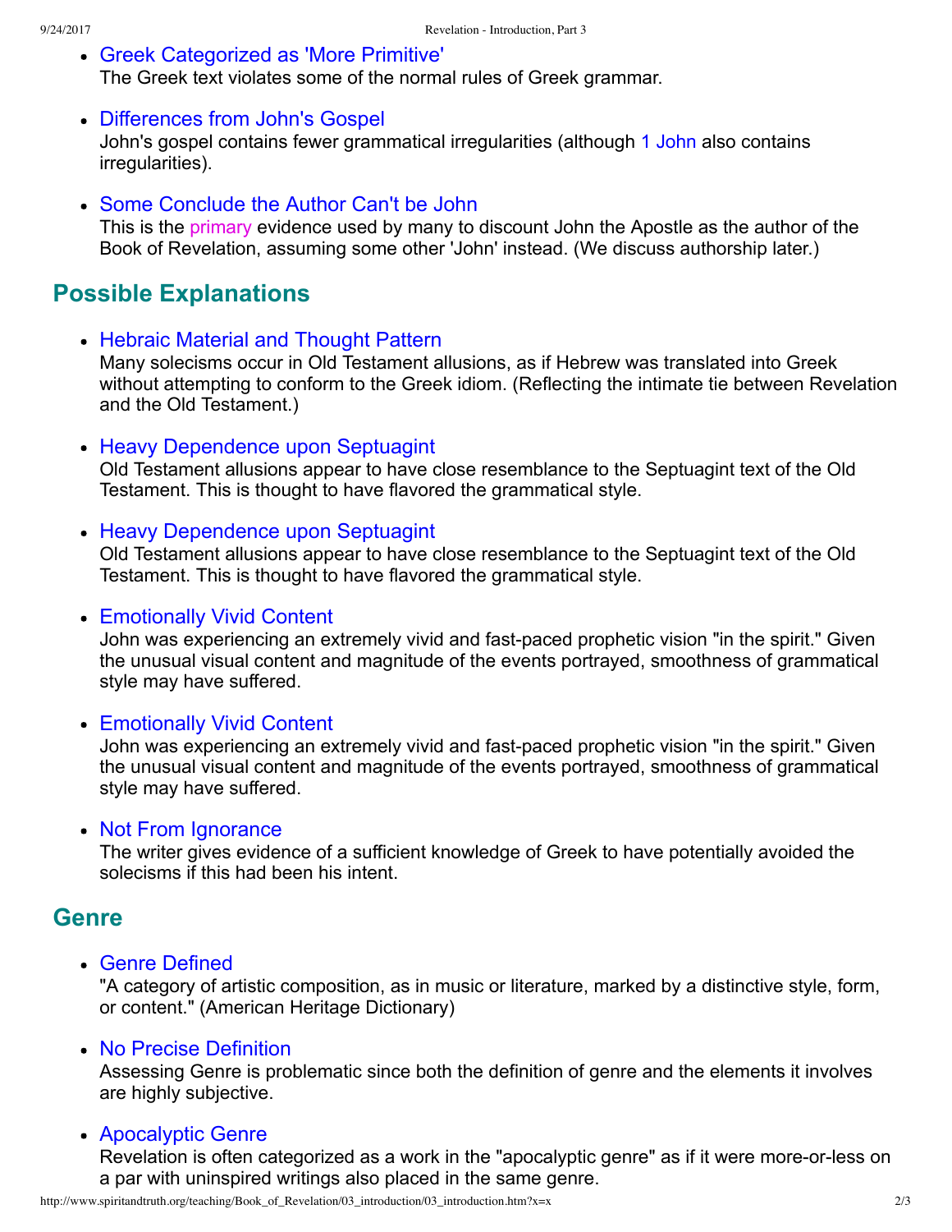- Greek Categorized as 'More Primitive'
  The Greek text violates some of the normal rules of Greek grammar.

- Differences from John's Gospel
  John's gospel contains fewer grammatical irregularities (although 1 John also contains irregularities).

- Some Conclude the Author Can't be John
  This is the primary evidence used by many to discount John the Apostle as the author of the Book of Revelation, assuming some other 'John' instead. (We discuss authorship later.)

## Possible Explanations

- Hebraic Material and Thought Pattern
  Many solecisms occur in Old Testament allusions, as if Hebrew was translated into Greek without attempting to conform to the Greek idiom. (Reflecting the intimate tie between Revelation and the Old Testament.)

- Heavy Dependence upon Septuagint
  Old Testament allusions appear to have close resemblance to the Septuagint text of the Old Testament. This is thought to have flavored the grammatical style.

- Heavy Dependence upon Septuagint
  Old Testament allusions appear to have close resemblance to the Septuagint text of the Old Testament. This is thought to have flavored the grammatical style.

- Emotionally Vivid Content
  John was experiencing an extremely vivid and fast-paced prophetic vision "in the spirit." Given the unusual visual content and magnitude of the events portrayed, smoothness of grammatical style may have suffered.

- Emotionally Vivid Content
  John was experiencing an extremely vivid and fast-paced prophetic vision "in the spirit." Given the unusual visual content and magnitude of the events portrayed, smoothness of grammatical style may have suffered.

- Not From Ignorance
  The writer gives evidence of a sufficient knowledge of Greek to have potentially avoided the solecisms if this had been his intent.

## Genre

- Genre Defined
  "A category of artistic composition, as in music or literature, marked by a distinctive style, form, or content." (American Heritage Dictionary)

- No Precise Definition
  Assessing Genre is problematic since both the definition of genre and the elements it involves are highly subjective.

- Apocalyptic Genre
  Revelation is often categorized as a work in the "apocalyptic genre" as if it were more-or-less on a par with uninspired writings also placed in the same genre.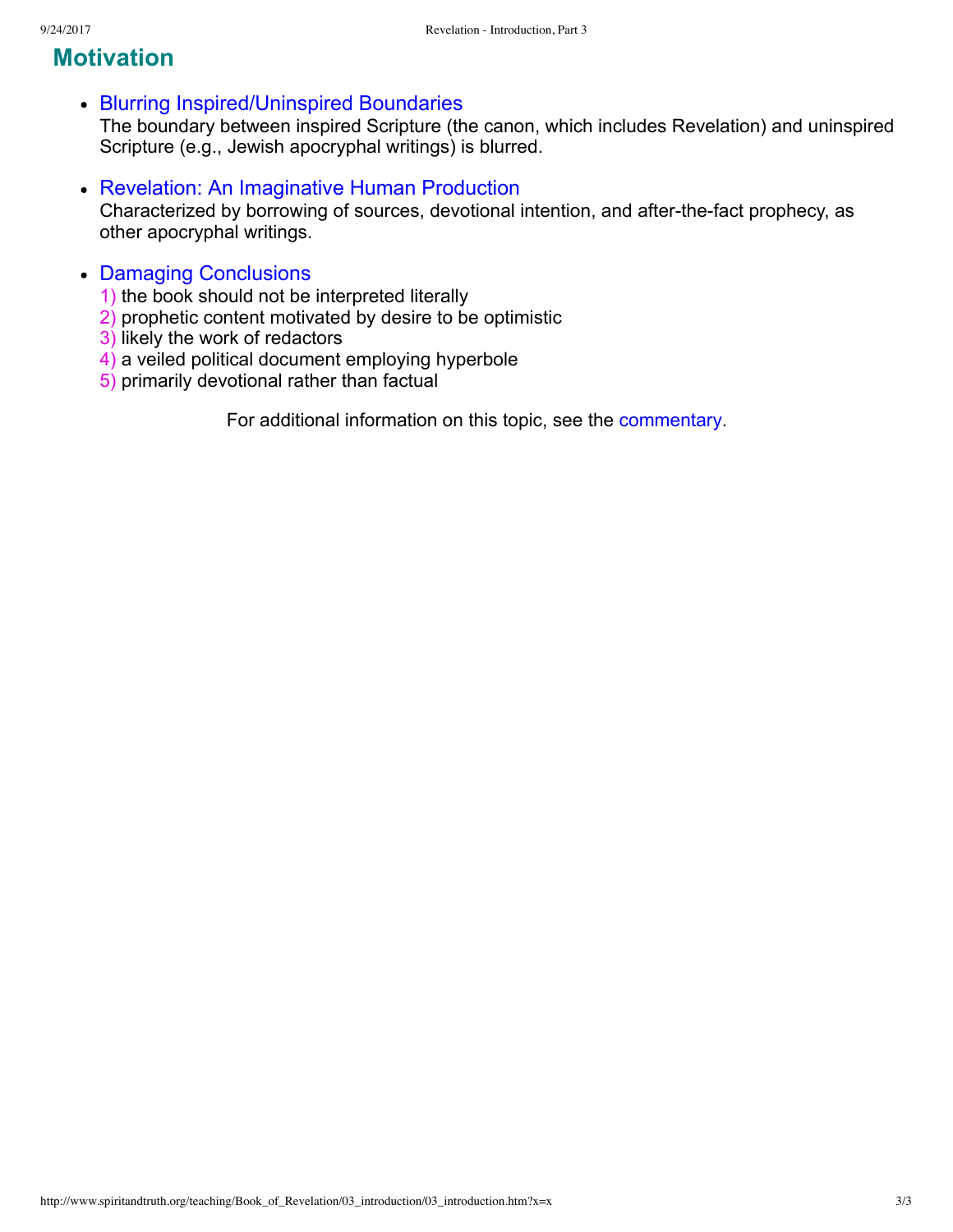## Motivation

- Blurring Inspired/Uninspired Boundaries
  The boundary between inspired Scripture (the canon, which includes Revelation) and uninspired Scripture (e.g., Jewish apocryphal writings) is blurred.

- Revelation: An Imaginative Human Production
  Characterized by borrowing of sources, devotional intention, and after-the-fact prophecy, as other apocryphal writings.

- Damaging Conclusions
  1) the book should not be interpreted literally
  2) prophetic content motivated by desire to be optimistic
  3) likely the work of redactors
  4) a veiled political document employing hyperbole
  5) primarily devotional rather than factual

For additional information on this topic, see the commentary.